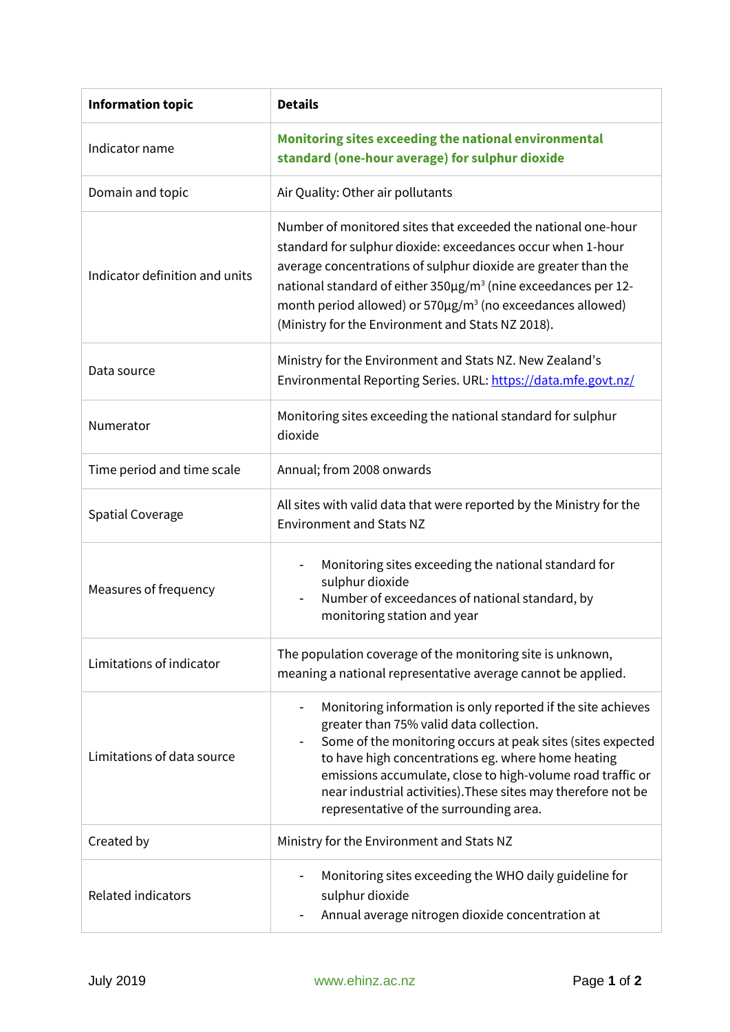| Information topic | Details |
| --- | --- |
| Indicator name | **Monitoring sites exceeding the national environmental standard (one-hour average) for sulphur dioxide** |
| Domain and topic | Air Quality: Other air pollutants |
| Indicator definition and units | Number of monitored sites that exceeded the national one-hour standard for sulphur dioxide: exceedances occur when 1-hour average concentrations of sulphur dioxide are greater than the national standard of either 350µg/m$^3$ (nine exceedances per 12-month period allowed) or 570µg/m$^3$ (no exceedances allowed) (Ministry for the Environment and Stats NZ 2018). |
| Data source | Ministry for the Environment and Stats NZ. New Zealand's Environmental Reporting Series. URL: [https://data.mfe.govt.nz/](https://data.mfe.govt.nz/) |
| Numerator | Monitoring sites exceeding the national standard for sulphur dioxide |
| Time period and time scale | Annual; from 2008 onwards |
| Spatial Coverage | All sites with valid data that were reported by the Ministry for the Environment and Stats NZ |
| Measures of frequency | - Monitoring sites exceeding the national standard for sulphur dioxide<br>- Number of exceedances of national standard, by monitoring station and year |
| Limitations of indicator | The population coverage of the monitoring site is unknown, meaning a national representative average cannot be applied. |
| Limitations of data source | - Monitoring information is only reported if the site achieves greater than 75% valid data collection.<br>- Some of the monitoring occurs at peak sites (sites expected to have high concentrations eg. where home heating emissions accumulate, close to high-volume road traffic or near industrial activities).These sites may therefore not be representative of the surrounding area. |
| Created by | Ministry for the Environment and Stats NZ |
| Related indicators | - Monitoring sites exceeding the WHO daily guideline for sulphur dioxide<br>- Annual average nitrogen dioxide concentration at |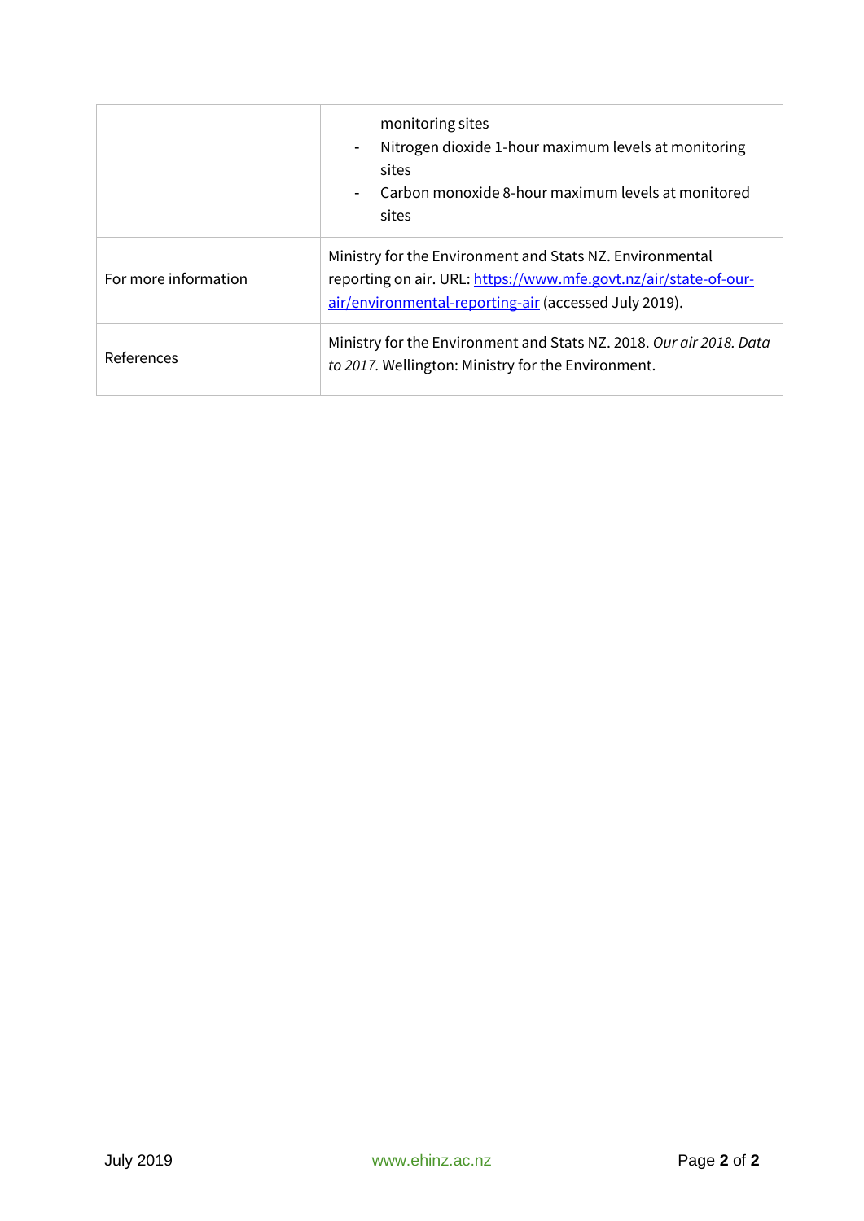| | |
|---|---|
| | monitoring sites<br>- Nitrogen dioxide 1-hour maximum levels at monitoring sites<br>- Carbon monoxide 8-hour maximum levels at monitored sites |
| For more information | Ministry for the Environment and Stats NZ. Environmental reporting on air. URL: https://www.mfe.govt.nz/air/state-of-our-air/environmental-reporting-air (accessed July 2019). |
| References | Ministry for the Environment and Stats NZ. 2018. *Our air 2018. Data to 2017.* Wellington: Ministry for the Environment. |